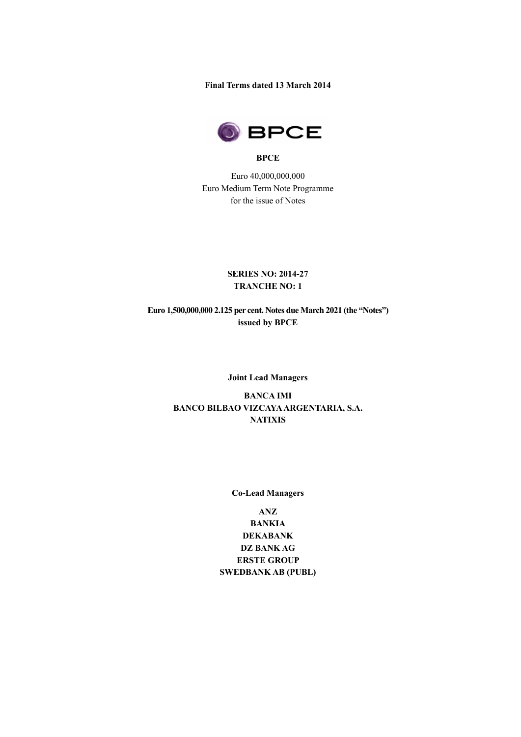**Final Terms dated 13 March 2014**

**BPCE**

Euro 40,000,000,000
Euro Medium Term Note Programme
for the issue of Notes

**SERIES NO: 2014-27**
**TRANCHE NO: 1**

**Euro 1,500,000,000 2.125 per cent. Notes due March 2021 (the "Notes")**
**issued by BPCE**

**Joint Lead Managers**

**BANCA IMI**
**BANCO BILBAO VIZCAYA ARGENTARIA, S.A.**
**NATIXIS**

**Co-Lead Managers**

**ANZ**
**BANKIA**
**DEKABANK**
**DZ BANK AG**
**ERSTE GROUP**
**SWEDBANK AB (PUBL)**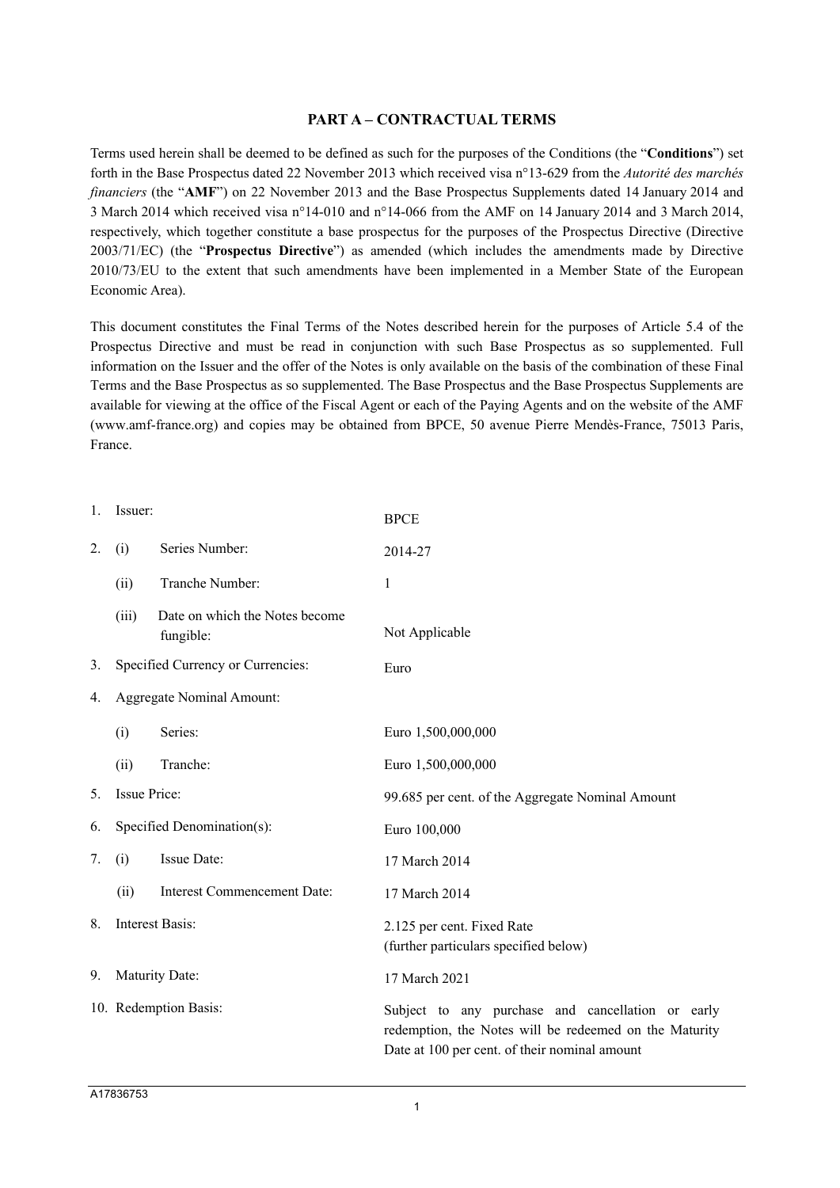## PART A – CONTRACTUAL TERMS

Terms used herein shall be deemed to be defined as such for the purposes of the Conditions (the "**Conditions**") set forth in the Base Prospectus dated 22 November 2013 which received visa n°13-629 from the *Autorité des marchés financiers* (the "**AMF**") on 22 November 2013 and the Base Prospectus Supplements dated 14 January 2014 and 3 March 2014 which received visa n°14-010 and n°14-066 from the AMF on 14 January 2014 and 3 March 2014, respectively, which together constitute a base prospectus for the purposes of the Prospectus Directive (Directive 2003/71/EC) (the "**Prospectus Directive**") as amended (which includes the amendments made by Directive 2010/73/EU to the extent that such amendments have been implemented in a Member State of the European Economic Area).

This document constitutes the Final Terms of the Notes described herein for the purposes of Article 5.4 of the Prospectus Directive and must be read in conjunction with such Base Prospectus as so supplemented. Full information on the Issuer and the offer of the Notes is only available on the basis of the combination of these Final Terms and the Base Prospectus as so supplemented. The Base Prospectus and the Base Prospectus Supplements are available for viewing at the office of the Fiscal Agent or each of the Paying Agents and on the website of the AMF (www.amf-france.org) and copies may be obtained from BPCE, 50 avenue Pierre Mendès-France, 75013 Paris, France.

| | | |
|---|---|---|
| 1. | Issuer: | BPCE |
| 2. | (i) Series Number: | 2014-27 |
| | (ii) Tranche Number: | 1 |
| | (iii) Date on which the Notes become fungible: | Not Applicable |
| 3. | Specified Currency or Currencies: | Euro |
| 4. | Aggregate Nominal Amount: | |
| | (i) Series: | Euro 1,500,000,000 |
| | (ii) Tranche: | Euro 1,500,000,000 |
| 5. | Issue Price: | 99.685 per cent. of the Aggregate Nominal Amount |
| 6. | Specified Denomination(s): | Euro 100,000 |
| 7. | (i) Issue Date: | 17 March 2014 |
| | (ii) Interest Commencement Date: | 17 March 2014 |
| 8. | Interest Basis: | 2.125 per cent. Fixed Rate (further particulars specified below) |
| 9. | Maturity Date: | 17 March 2021 |
| 10. | Redemption Basis: | Subject to any purchase and cancellation or early redemption, the Notes will be redeemed on the Maturity Date at 100 per cent. of their nominal amount |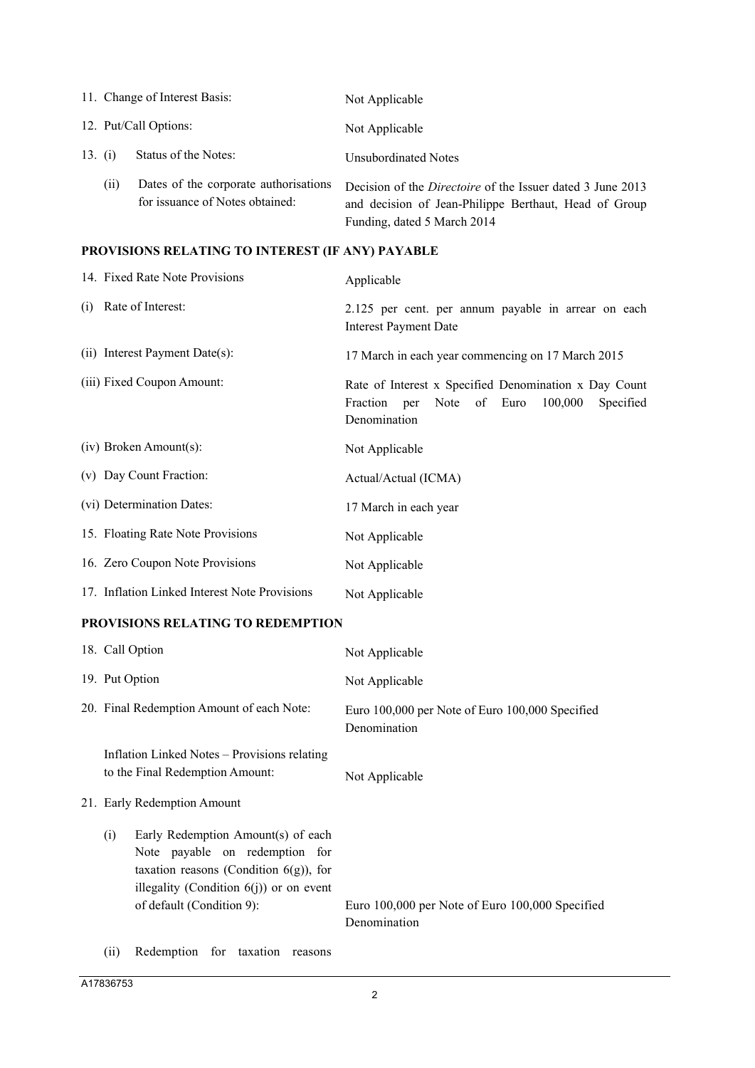| | |
|---|---|
| 11. Change of Interest Basis: | Not Applicable |
| 12. Put/Call Options: | Not Applicable |
| 13. (i) Status of the Notes: | Unsubordinated Notes |
| (ii) Dates of the corporate authorisations for issuance of Notes obtained: | Decision of the *Directoire* of the Issuer dated 3 June 2013 and decision of Jean-Philippe Berthaut, Head of Group Funding, dated 5 March 2014 |

**PROVISIONS RELATING TO INTEREST (IF ANY) PAYABLE**

| | |
|---|---|
| 14. Fixed Rate Note Provisions | Applicable |
| (i) Rate of Interest: | 2.125 per cent. per annum payable in arrear on each Interest Payment Date |
| (ii) Interest Payment Date(s): | 17 March in each year commencing on 17 March 2015 |
| (iii) Fixed Coupon Amount: | Rate of Interest x Specified Denomination x Day Count Fraction per Note of Euro 100,000 Specified Denomination |
| (iv) Broken Amount(s): | Not Applicable |
| (v) Day Count Fraction: | Actual/Actual (ICMA) |
| (vi) Determination Dates: | 17 March in each year |
| 15. Floating Rate Note Provisions | Not Applicable |
| 16. Zero Coupon Note Provisions | Not Applicable |
| 17. Inflation Linked Interest Note Provisions | Not Applicable |

**PROVISIONS RELATING TO REDEMPTION**

| | |
|---|---|
| 18. Call Option | Not Applicable |
| 19. Put Option | Not Applicable |
| 20. Final Redemption Amount of each Note: | Euro 100,000 per Note of Euro 100,000 Specified Denomination |
| Inflation Linked Notes – Provisions relating to the Final Redemption Amount: | Not Applicable |
| 21. Early Redemption Amount | |
| (i) Early Redemption Amount(s) of each Note payable on redemption for taxation reasons (Condition 6(g)), for illegality (Condition 6(j)) or on event of default (Condition 9): | Euro 100,000 per Note of Euro 100,000 Specified Denomination |
| (ii) Redemption for taxation reasons | |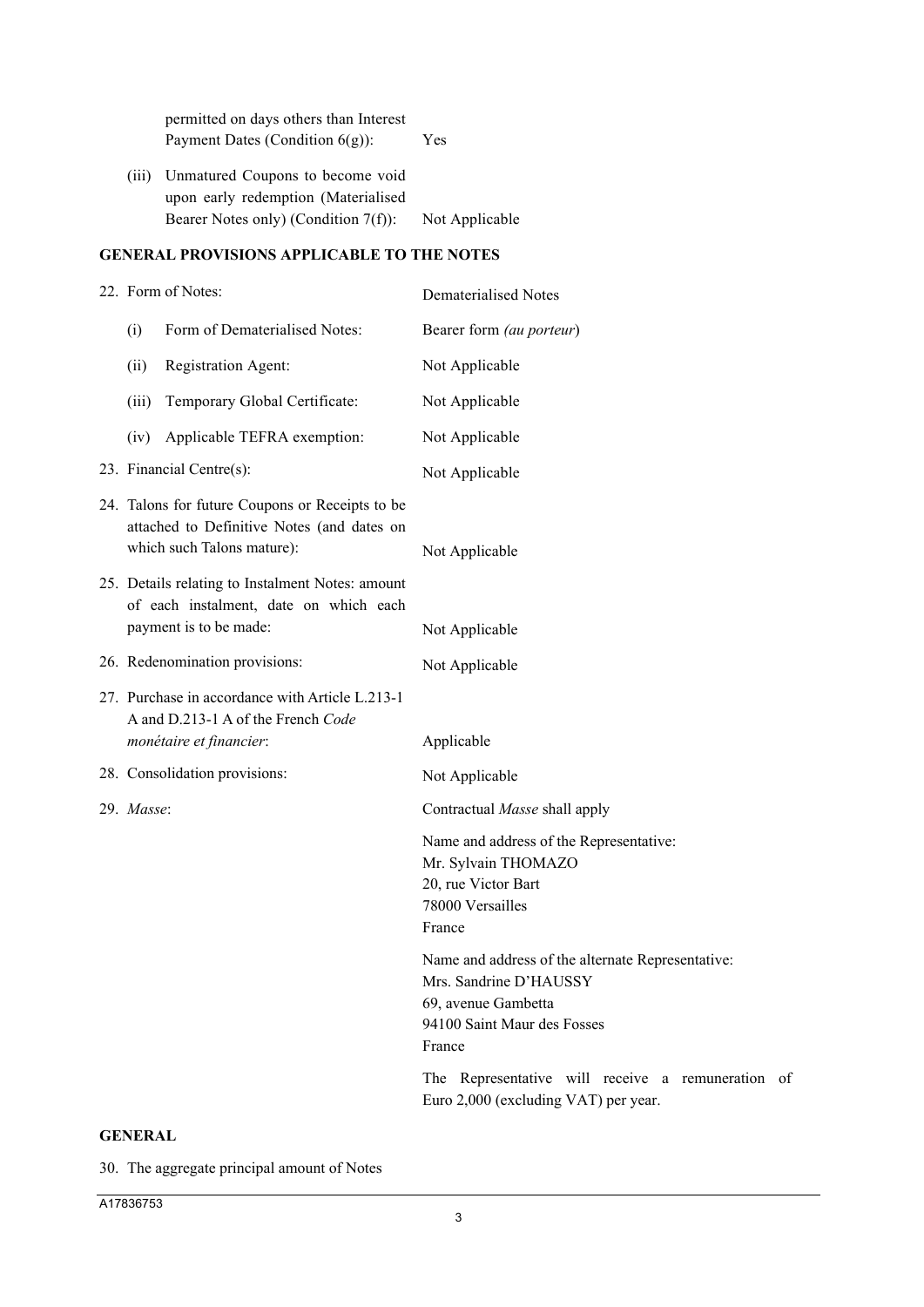| | |
|---|---|
| permitted on days others than Interest Payment Dates (Condition 6(g)): | Yes |
| (iii) Unmatured Coupons to become void upon early redemption (Materialised Bearer Notes only) (Condition 7(f)): | Not Applicable |

## GENERAL PROVISIONS APPLICABLE TO THE NOTES

| | |
|---|---|
| 22. Form of Notes: | Dematerialised Notes |
| (i) Form of Dematerialised Notes: | Bearer form *(au porteur)* |
| (ii) Registration Agent: | Not Applicable |
| (iii) Temporary Global Certificate: | Not Applicable |
| (iv) Applicable TEFRA exemption: | Not Applicable |
| 23. Financial Centre(s): | Not Applicable |
| 24. Talons for future Coupons or Receipts to be attached to Definitive Notes (and dates on which such Talons mature): | Not Applicable |
| 25. Details relating to Instalment Notes: amount of each instalment, date on which each payment is to be made: | Not Applicable |
| 26. Redenomination provisions: | Not Applicable |
| 27. Purchase in accordance with Article L.213-1 A and D.213-1 A of the French *Code monétaire et financier*: | Applicable |
| 28. Consolidation provisions: | Not Applicable |
| 29. *Masse*: | Contractual *Masse* shall apply<br><br>Name and address of the Representative:<br>Mr. Sylvain THOMAZO<br>20, rue Victor Bart<br>78000 Versailles<br>France<br><br>Name and address of the alternate Representative:<br>Mrs. Sandrine D'HAUSSY<br>69, avenue Gambetta<br>94100 Saint Maur des Fosses<br>France<br><br>The Representative will receive a remuneration of Euro 2,000 (excluding VAT) per year. |

## GENERAL

30. The aggregate principal amount of Notes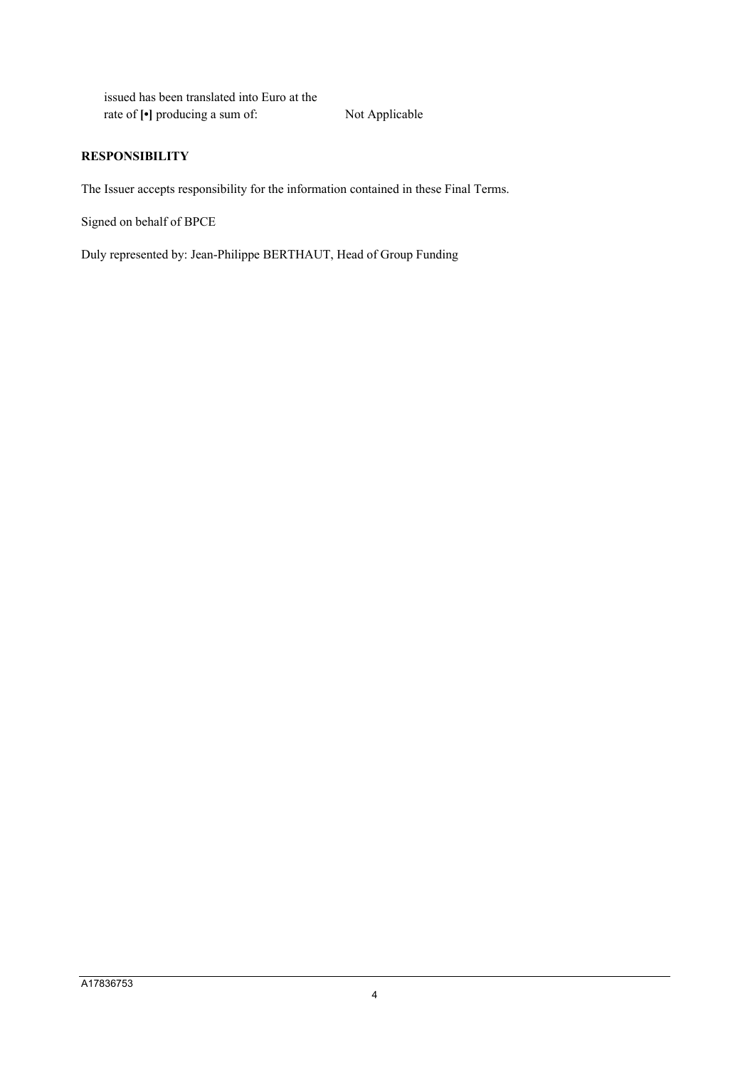| issued has been translated into Euro at the rate of [•] producing a sum of: | Not Applicable |
|---|---|

**RESPONSIBILITY**

The Issuer accepts responsibility for the information contained in these Final Terms.

Signed on behalf of BPCE

Duly represented by: Jean-Philippe BERTHAUT, Head of Group Funding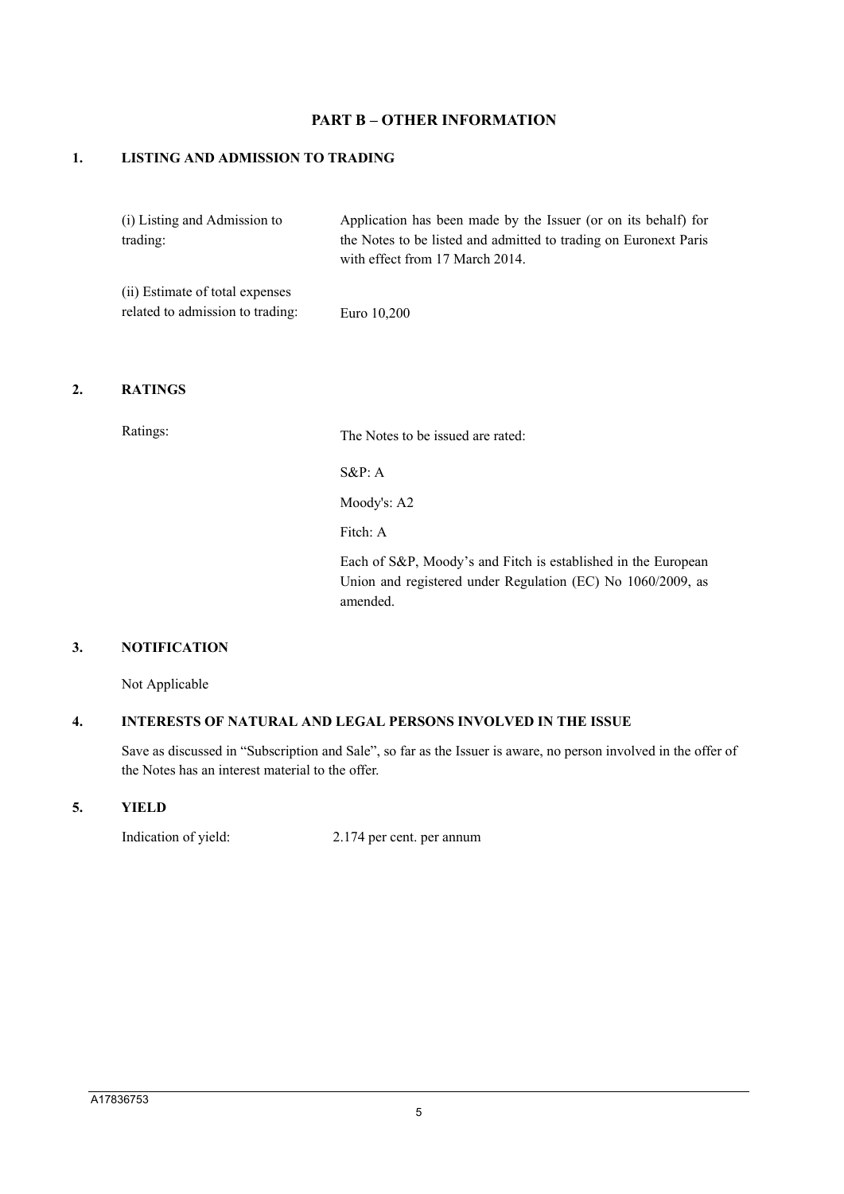## PART B – OTHER INFORMATION

### 1. LISTING AND ADMISSION TO TRADING

| | |
|---|---|
| (i) Listing and Admission to trading: | Application has been made by the Issuer (or on its behalf) for the Notes to be listed and admitted to trading on Euronext Paris with effect from 17 March 2014. |
| (ii) Estimate of total expenses related to admission to trading: | Euro 10,200 |

### 2. RATINGS

| | |
|---|---|
| Ratings: | The Notes to be issued are rated: |
| | S&P: A |
| | Moody's: A2 |
| | Fitch: A |
| | Each of S&P, Moody's and Fitch is established in the European Union and registered under Regulation (EC) No 1060/2009, as amended. |

### 3. NOTIFICATION

Not Applicable

### 4. INTERESTS OF NATURAL AND LEGAL PERSONS INVOLVED IN THE ISSUE

Save as discussed in "Subscription and Sale", so far as the Issuer is aware, no person involved in the offer of the Notes has an interest material to the offer.

### 5. YIELD

| | |
|---|---|
| Indication of yield: | 2.174 per cent. per annum |

A17836753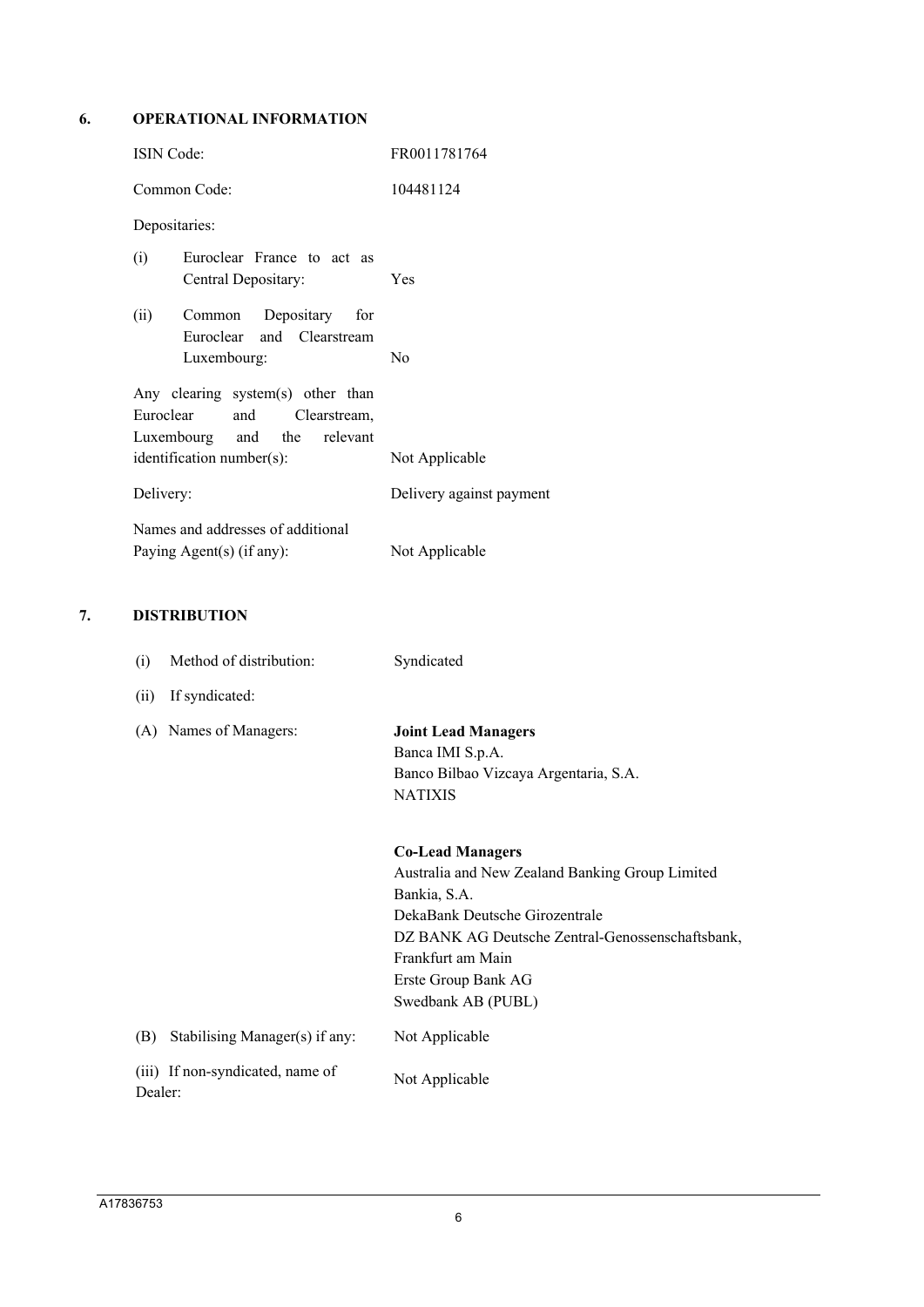## 6. OPERATIONAL INFORMATION

| | |
|---|---|
| ISIN Code: | FR0011781764 |
| Common Code: | 104481124 |
| Depositaries: | |
| (i) Euroclear France to act as Central Depositary: | Yes |
| (ii) Common Depositary for Euroclear and Clearstream Luxembourg: | No |
| Any clearing system(s) other than Euroclear and Clearstream, Luxembourg and the relevant identification number(s): | Not Applicable |
| Delivery: | Delivery against payment |
| Names and addresses of additional Paying Agent(s) (if any): | Not Applicable |

## 7. DISTRIBUTION

| | |
|---|---|
| (i) Method of distribution: | Syndicated |
| (ii) If syndicated: | |
| (A) Names of Managers: | **Joint Lead Managers**<br>Banca IMI S.p.A.<br>Banco Bilbao Vizcaya Argentaria, S.A.<br>NATIXIS<br><br>**Co-Lead Managers**<br>Australia and New Zealand Banking Group Limited<br>Bankia, S.A.<br>DekaBank Deutsche Girozentrale<br>DZ BANK AG Deutsche Zentral-Genossenschaftsbank, Frankfurt am Main<br>Erste Group Bank AG<br>Swedbank AB (PUBL) |
| (B) Stabilising Manager(s) if any: | Not Applicable |
| (iii) If non-syndicated, name of Dealer: | Not Applicable |

A17836753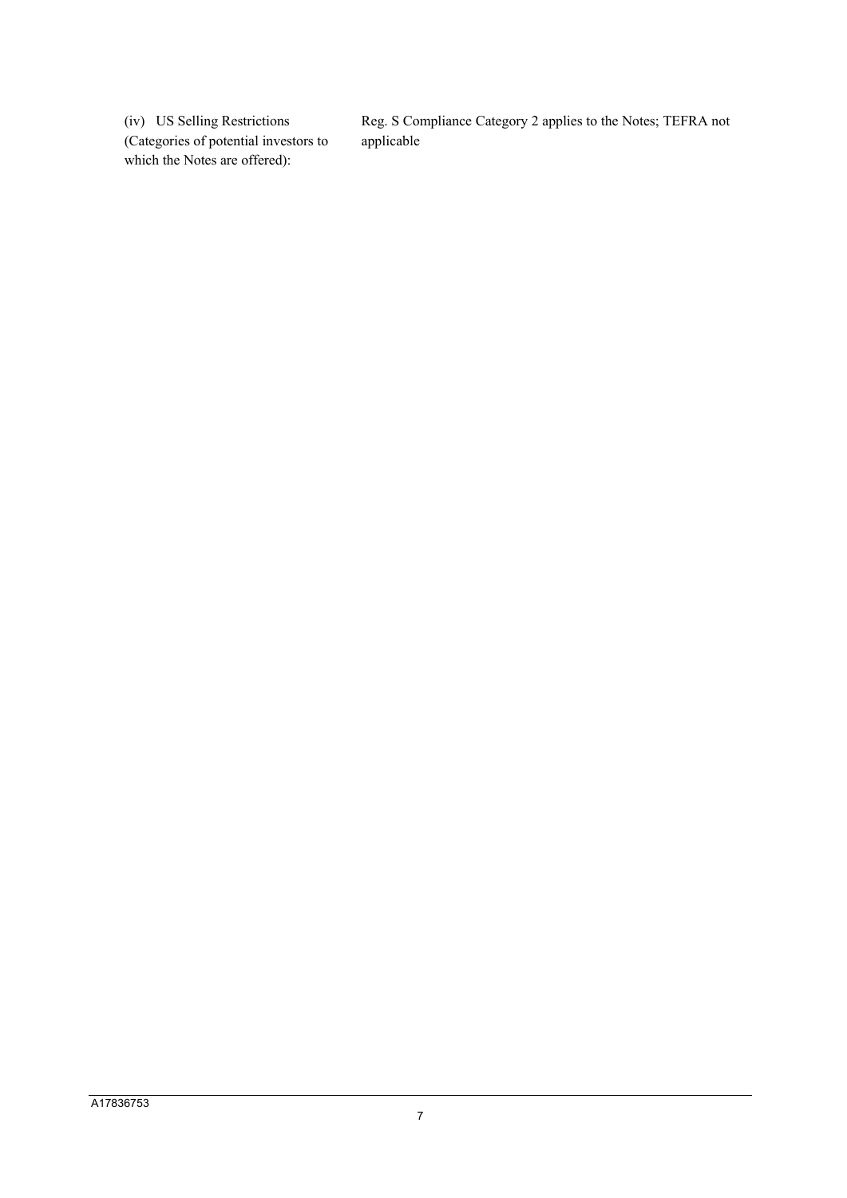| | |
| --- | --- |
| (iv) US Selling Restrictions (Categories of potential investors to which the Notes are offered): | Reg. S Compliance Category 2 applies to the Notes; TEFRA not applicable |